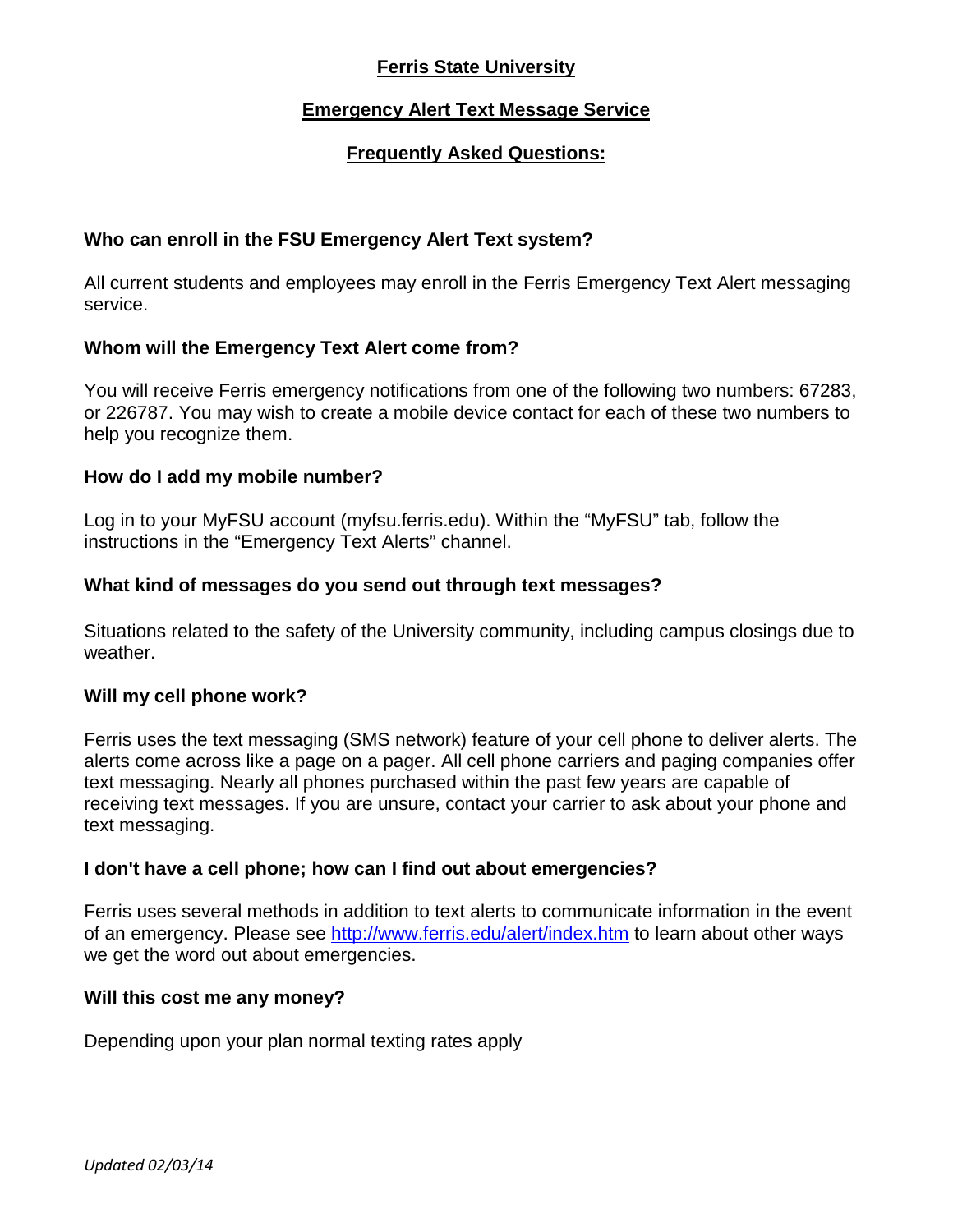# Ferris State University

## Emergency Alert Text Message Service

## Frequently Asked Questions:

**Who can enroll in the FSU Emergency Alert Text system?**

All current students and employees may enroll in the Ferris Emergency Text Alert messaging service.

**Whom will the Emergency Text Alert come from?**

You will receive Ferris emergency notifications from one of the following two numbers: 67283, or 226787. You may wish to create a mobile device contact for each of these two numbers to help you recognize them.

**How do I add my mobile number?**

Log in to your MyFSU account (myfsu.ferris.edu). Within the "MyFSU" tab, follow the instructions in the "Emergency Text Alerts" channel.

**What kind of messages do you send out through text messages?**

Situations related to the safety of the University community, including campus closings due to weather.

**Will my cell phone work?**

Ferris uses the text messaging (SMS network) feature of your cell phone to deliver alerts. The alerts come across like a page on a pager. All cell phone carriers and paging companies offer text messaging. Nearly all phones purchased within the past few years are capable of receiving text messages. If you are unsure, contact your carrier to ask about your phone and text messaging.

**I don't have a cell phone; how can I find out about emergencies?**

Ferris uses several methods in addition to text alerts to communicate information in the event of an emergency. Please see [http://www.ferris.edu/alert/index.htm](http://www.ferris.edu/alert/index.htm) to learn about other ways we get the word out about emergencies.

**Will this cost me any money?**

Depending upon your plan normal texting rates apply

*Updated 02/03/14*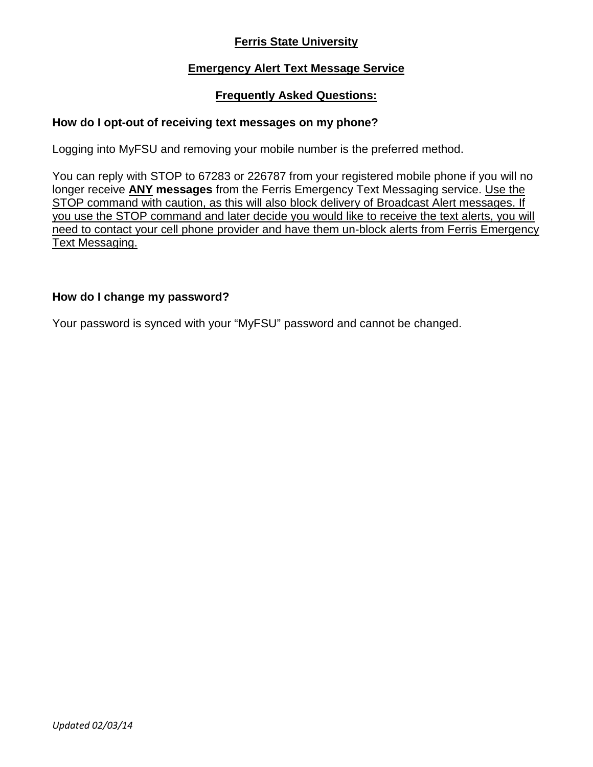# Ferris State University

## Emergency Alert Text Message Service

### Frequently Asked Questions:

**How do I opt-out of receiving text messages on my phone?**

Logging into MyFSU and removing your mobile number is the preferred method.

You can reply with STOP to 67283 or 226787 from your registered mobile phone if you will no longer receive **ANY messages** from the Ferris Emergency Text Messaging service. Use the STOP command with caution, as this will also block delivery of Broadcast Alert messages. If you use the STOP command and later decide you would like to receive the text alerts, you will need to contact your cell phone provider and have them un-block alerts from Ferris Emergency Text Messaging.

**How do I change my password?**

Your password is synced with your "MyFSU" password and cannot be changed.

*Updated 02/03/14*